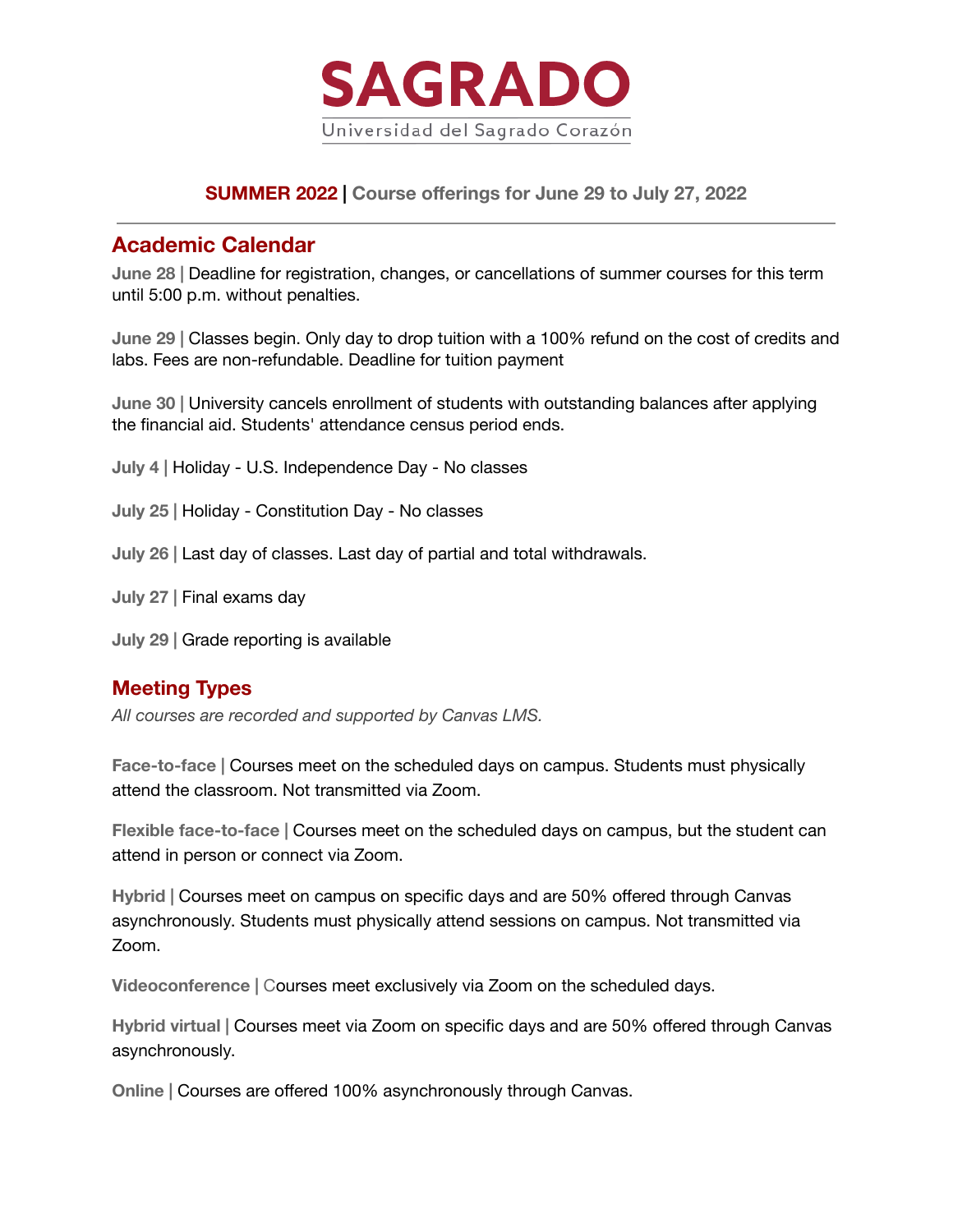# SAGRADO

Universidad del Sagrado Corazón

**SUMMER 2022 | Course offerings for June 29 to July 27, 2022**

---

## Academic Calendar

**June 28 |** Deadline for registration, changes, or cancellations of summer courses for this term until 5:00 p.m. without penalties.

**June 29 |** Classes begin. Only day to drop tuition with a 100% refund on the cost of credits and labs. Fees are non-refundable. Deadline for tuition payment

**June 30 |** University cancels enrollment of students with outstanding balances after applying the financial aid. Students' attendance census period ends.

**July 4 |** Holiday - U.S. Independence Day - No classes

**July 25 |** Holiday - Constitution Day - No classes

**July 26 |** Last day of classes. Last day of partial and total withdrawals.

**July 27 |** Final exams day

**July 29 |** Grade reporting is available

## Meeting Types

*All courses are recorded and supported by Canvas LMS.*

**Face-to-face |** Courses meet on the scheduled days on campus. Students must physically attend the classroom. Not transmitted via Zoom.

**Flexible face-to-face |** Courses meet on the scheduled days on campus, but the student can attend in person or connect via Zoom.

**Hybrid |** Courses meet on campus on specific days and are 50% offered through Canvas asynchronously. Students must physically attend sessions on campus. Not transmitted via Zoom.

**Videoconference |** Courses meet exclusively via Zoom on the scheduled days.

**Hybrid virtual |** Courses meet via Zoom on specific days and are 50% offered through Canvas asynchronously.

**Online |** Courses are offered 100% asynchronously through Canvas.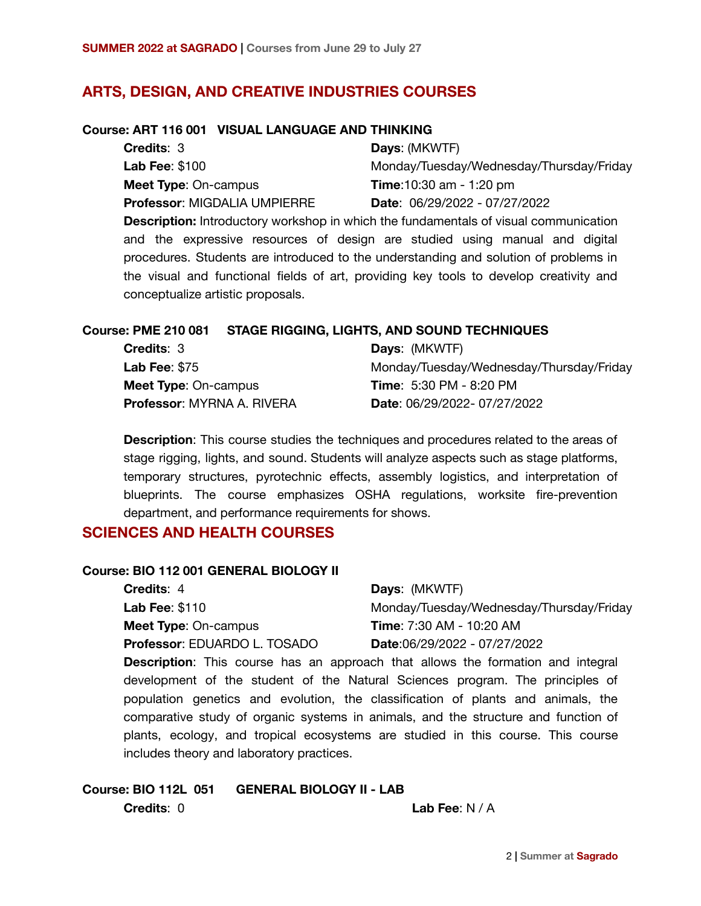## ARTS, DESIGN, AND CREATIVE INDUSTRIES COURSES

**Course: ART 116 001   VISUAL LANGUAGE AND THINKING**

**Credits**: 3
**Lab Fee**: $100
**Meet Type**: On-campus
**Professor**: MIGDALIA UMPIERRE
**Days**: (MKWTF) Monday/Tuesday/Wednesday/Thursday/Friday
**Time**:10:30 am - 1:20 pm
**Date**: 06/29/2022 - 07/27/2022

**Description:** Introductory workshop in which the fundamentals of visual communication and the expressive resources of design are studied using manual and digital procedures. Students are introduced to the understanding and solution of problems in the visual and functional fields of art, providing key tools to develop creativity and conceptualize artistic proposals.

**Course: PME 210 081   STAGE RIGGING, LIGHTS, AND SOUND TECHNIQUES**

**Credits**: 3
**Lab Fee**: $75
**Meet Type**: On-campus
**Professor**: MYRNA A. RIVERA
**Days**: (MKWTF) Monday/Tuesday/Wednesday/Thursday/Friday
**Time**: 5:30 PM - 8:20 PM
**Date**: 06/29/2022- 07/27/2022

**Description**: This course studies the techniques and procedures related to the areas of stage rigging, lights, and sound. Students will analyze aspects such as stage platforms, temporary structures, pyrotechnic effects, assembly logistics, and interpretation of blueprints. The course emphasizes OSHA regulations, worksite fire-prevention department, and performance requirements for shows.

## SCIENCES AND HEALTH COURSES

**Course: BIO 112 001 GENERAL BIOLOGY II**

**Credits**: 4
**Lab Fee**: $110
**Meet Type**: On-campus
**Professor**: EDUARDO L. TOSADO
**Days**: (MKWTF) Monday/Tuesday/Wednesday/Thursday/Friday
**Time**: 7:30 AM - 10:20 AM
**Date**:06/29/2022 - 07/27/2022

**Description**: This course has an approach that allows the formation and integral development of the student of the Natural Sciences program. The principles of population genetics and evolution, the classification of plants and animals, the comparative study of organic systems in animals, and the structure and function of plants, ecology, and tropical ecosystems are studied in this course. This course includes theory and laboratory practices.

**Course: BIO 112L 051   GENERAL BIOLOGY II - LAB**

**Credits**: 0
**Lab Fee**: N / A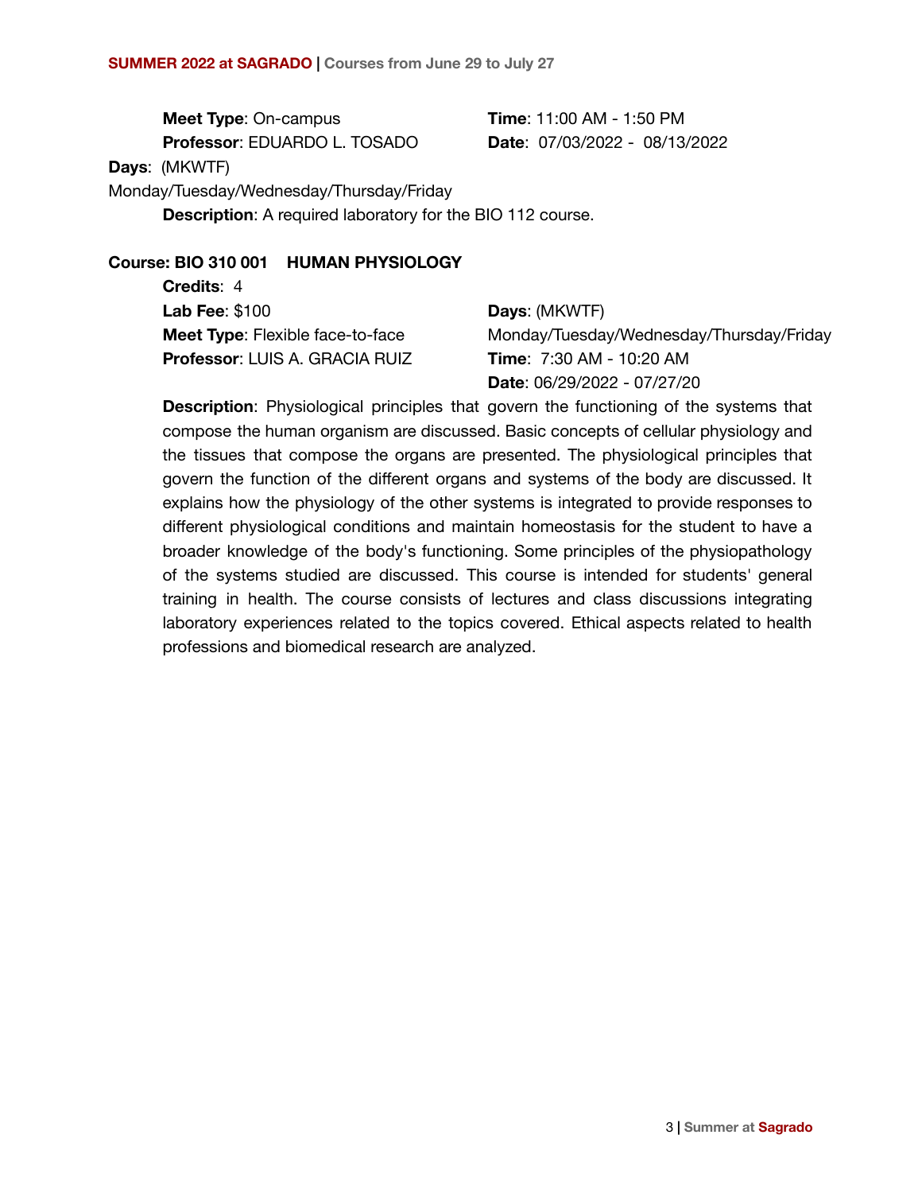**Meet Type**: On-campus
**Time**: 11:00 AM - 1:50 PM
**Professor**: EDUARDO L. TOSADO
**Date**: 07/03/2022 - 08/13/2022
**Days**: (MKWTF)
Monday/Tuesday/Wednesday/Thursday/Friday
**Description**: A required laboratory for the BIO 112 course.

**Course: BIO 310 001 HUMAN PHYSIOLOGY**

**Credits**: 4
**Lab Fee**: $100
**Days**: (MKWTF)
Monday/Tuesday/Wednesday/Thursday/Friday
**Meet Type**: Flexible face-to-face
**Professor**: LUIS A. GRACIA RUIZ
**Time**: 7:30 AM - 10:20 AM
**Date**: 06/29/2022 - 07/27/20

**Description**: Physiological principles that govern the functioning of the systems that compose the human organism are discussed. Basic concepts of cellular physiology and the tissues that compose the organs are presented. The physiological principles that govern the function of the different organs and systems of the body are discussed. It explains how the physiology of the other systems is integrated to provide responses to different physiological conditions and maintain homeostasis for the student to have a broader knowledge of the body's functioning. Some principles of the physiopathology of the systems studied are discussed. This course is intended for students' general training in health. The course consists of lectures and class discussions integrating laboratory experiences related to the topics covered. Ethical aspects related to health professions and biomedical research are analyzed.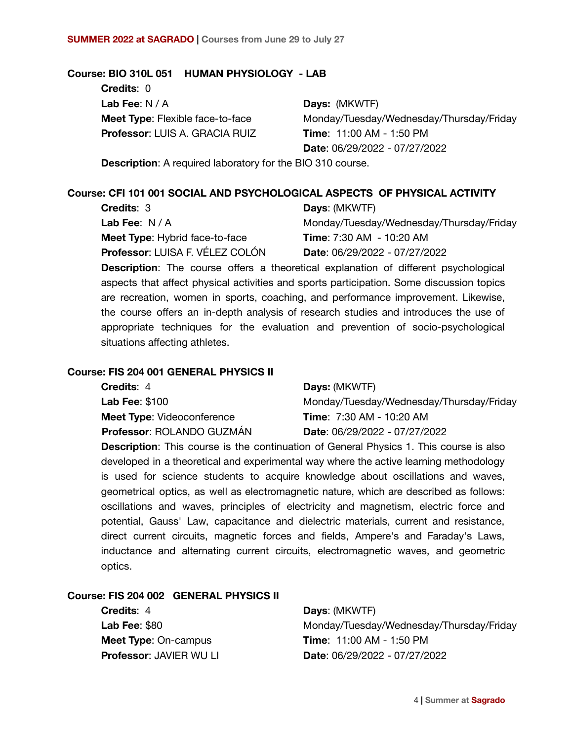## Course: BIO 310L 051 HUMAN PHYSIOLOGY - LAB

**Credits**: 0

**Lab Fee**: N / A

**Meet Type**: Flexible face-to-face

**Professor**: LUIS A. GRACIA RUIZ

**Days:** (MKWTF) Monday/Tuesday/Wednesday/Thursday/Friday

**Time**: 11:00 AM - 1:50 PM

**Date**: 06/29/2022 - 07/27/2022

**Description**: A required laboratory for the BIO 310 course.

## Course: CFI 101 001 SOCIAL AND PSYCHOLOGICAL ASPECTS OF PHYSICAL ACTIVITY

**Credits**: 3

**Lab Fee**: N / A

**Meet Type**: Hybrid face-to-face

**Professor**: LUISA F. VÉLEZ COLÓN

**Days**: (MKWTF) Monday/Tuesday/Wednesday/Thursday/Friday

**Time**: 7:30 AM - 10:20 AM

**Date**: 06/29/2022 - 07/27/2022

**Description**: The course offers a theoretical explanation of different psychological aspects that affect physical activities and sports participation. Some discussion topics are recreation, women in sports, coaching, and performance improvement. Likewise, the course offers an in-depth analysis of research studies and introduces the use of appropriate techniques for the evaluation and prevention of socio-psychological situations affecting athletes.

## Course: FIS 204 001 GENERAL PHYSICS II

**Credits**: 4

**Lab Fee**: $100

**Meet Type**: Videoconference

**Professor**: ROLANDO GUZMÁN

**Days:** (MKWTF) Monday/Tuesday/Wednesday/Thursday/Friday

**Time**: 7:30 AM - 10:20 AM

**Date**: 06/29/2022 - 07/27/2022

**Description**: This course is the continuation of General Physics 1. This course is also developed in a theoretical and experimental way where the active learning methodology is used for science students to acquire knowledge about oscillations and waves, geometrical optics, as well as electromagnetic nature, which are described as follows: oscillations and waves, principles of electricity and magnetism, electric force and potential, Gauss' Law, capacitance and dielectric materials, current and resistance, direct current circuits, magnetic forces and fields, Ampere's and Faraday's Laws, inductance and alternating current circuits, electromagnetic waves, and geometric optics.

## Course: FIS 204 002 GENERAL PHYSICS II

**Credits**: 4

**Lab Fee**: $80

**Meet Type**: On-campus

**Professor**: JAVIER WU LI

**Days**: (MKWTF) Monday/Tuesday/Wednesday/Thursday/Friday

**Time**: 11:00 AM - 1:50 PM

**Date**: 06/29/2022 - 07/27/2022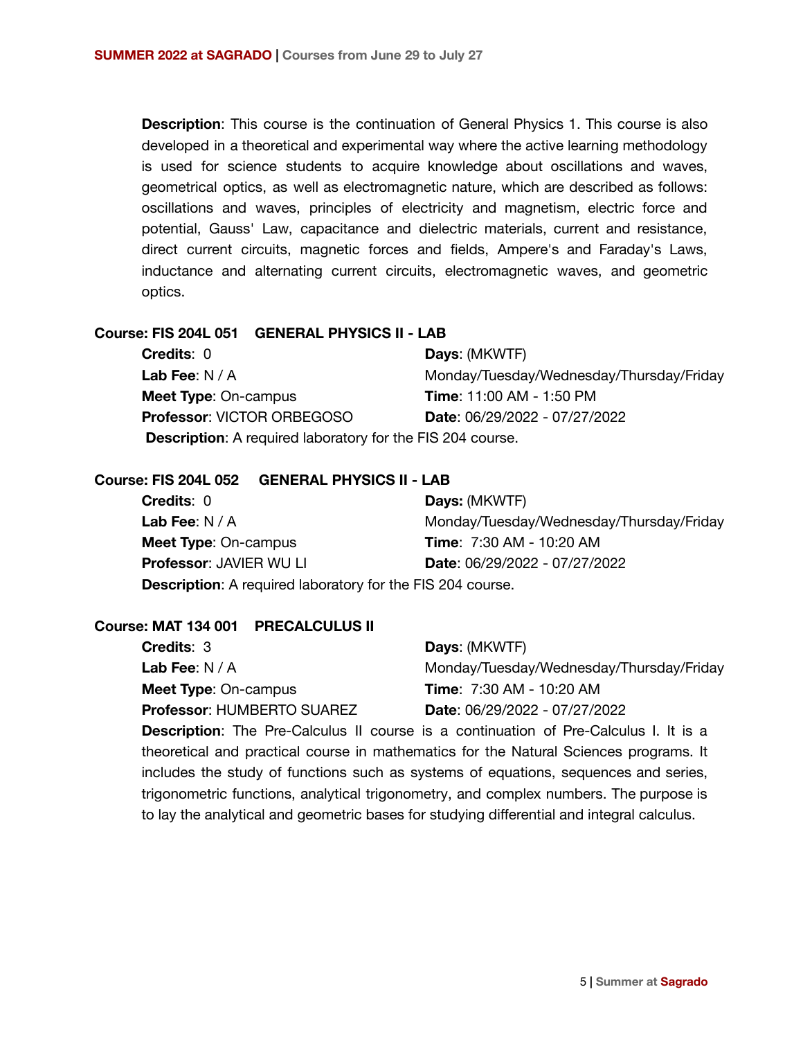**Description**: This course is the continuation of General Physics 1. This course is also developed in a theoretical and experimental way where the active learning methodology is used for science students to acquire knowledge about oscillations and waves, geometrical optics, as well as electromagnetic nature, which are described as follows: oscillations and waves, principles of electricity and magnetism, electric force and potential, Gauss' Law, capacitance and dielectric materials, current and resistance, direct current circuits, magnetic forces and fields, Ampere's and Faraday's Laws, inductance and alternating current circuits, electromagnetic waves, and geometric optics.

**Course: FIS 204L 051 GENERAL PHYSICS II - LAB**

**Credits**: 0
**Lab Fee**: N / A
**Meet Type**: On-campus
**Professor**: VICTOR ORBEGOSO
**Days**: (MKWTF) Monday/Tuesday/Wednesday/Thursday/Friday
**Time**: 11:00 AM - 1:50 PM
**Date**: 06/29/2022 - 07/27/2022

**Description**: A required laboratory for the FIS 204 course.

**Course: FIS 204L 052 GENERAL PHYSICS II - LAB**

**Credits**: 0
**Lab Fee**: N / A
**Meet Type**: On-campus
**Professor**: JAVIER WU LI
**Days:** (MKWTF) Monday/Tuesday/Wednesday/Thursday/Friday
**Time**: 7:30 AM - 10:20 AM
**Date**: 06/29/2022 - 07/27/2022

**Description**: A required laboratory for the FIS 204 course.

**Course: MAT 134 001 PRECALCULUS II**

**Credits**: 3
**Lab Fee**: N / A
**Meet Type**: On-campus
**Professor**: HUMBERTO SUAREZ
**Days**: (MKWTF) Monday/Tuesday/Wednesday/Thursday/Friday
**Time**: 7:30 AM - 10:20 AM
**Date**: 06/29/2022 - 07/27/2022

**Description**: The Pre-Calculus II course is a continuation of Pre-Calculus I. It is a theoretical and practical course in mathematics for the Natural Sciences programs. It includes the study of functions such as systems of equations, sequences and series, trigonometric functions, analytical trigonometry, and complex numbers. The purpose is to lay the analytical and geometric bases for studying differential and integral calculus.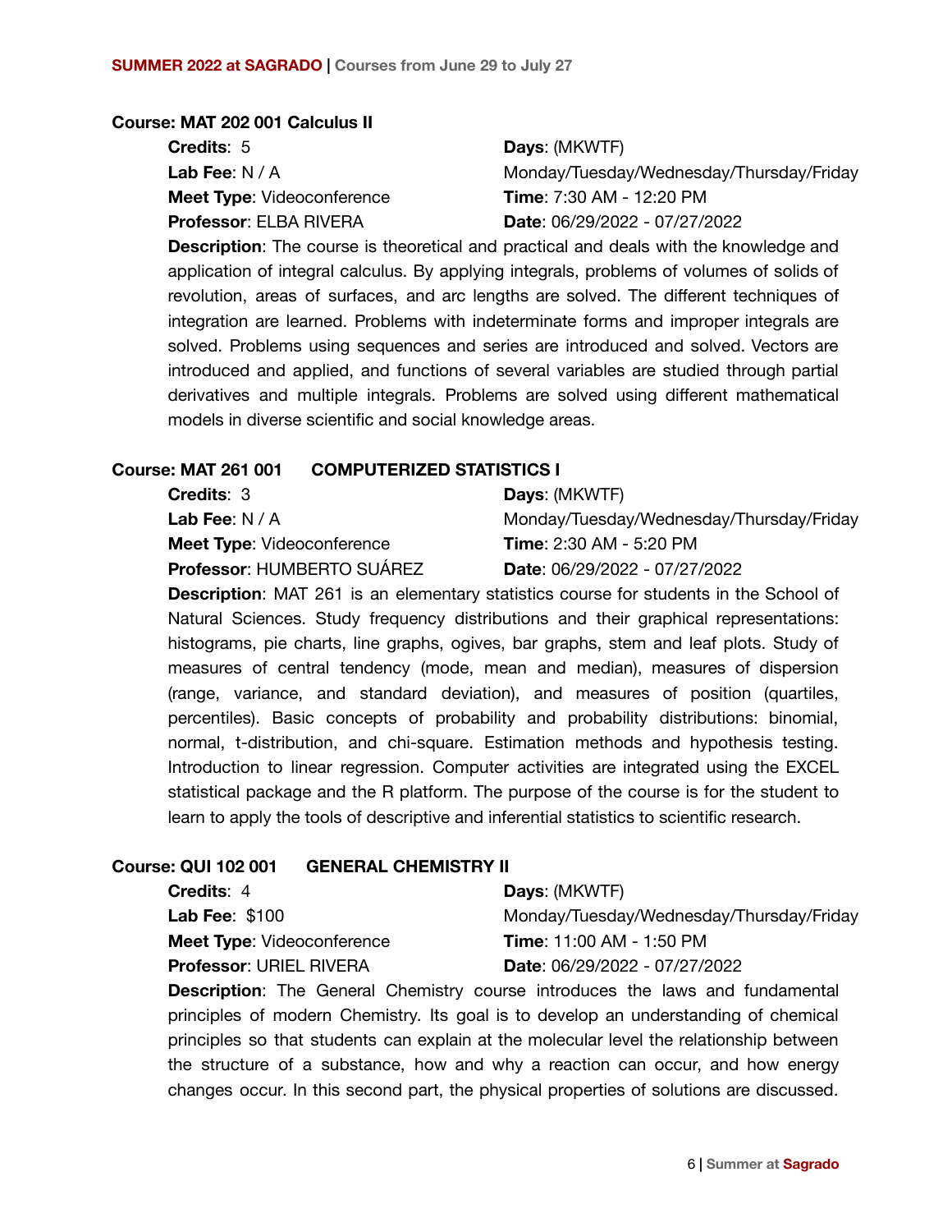### Course: MAT 202 001 Calculus II

**Credits**: 5
**Lab Fee**: N / A
**Meet Type**: Videoconference
**Professor**: ELBA RIVERA

**Days**: (MKWTF) Monday/Tuesday/Wednesday/Thursday/Friday
**Time**: 7:30 AM - 12:20 PM
**Date**: 06/29/2022 - 07/27/2022

**Description**: The course is theoretical and practical and deals with the knowledge and application of integral calculus. By applying integrals, problems of volumes of solids of revolution, areas of surfaces, and arc lengths are solved. The different techniques of integration are learned. Problems with indeterminate forms and improper integrals are solved. Problems using sequences and series are introduced and solved. Vectors are introduced and applied, and functions of several variables are studied through partial derivatives and multiple integrals. Problems are solved using different mathematical models in diverse scientific and social knowledge areas.

### Course: MAT 261 001 COMPUTERIZED STATISTICS I

**Credits**: 3
**Lab Fee**: N / A
**Meet Type**: Videoconference
**Professor**: HUMBERTO SUÁREZ

**Days**: (MKWTF) Monday/Tuesday/Wednesday/Thursday/Friday
**Time**: 2:30 AM - 5:20 PM
**Date**: 06/29/2022 - 07/27/2022

**Description**: MAT 261 is an elementary statistics course for students in the School of Natural Sciences. Study frequency distributions and their graphical representations: histograms, pie charts, line graphs, ogives, bar graphs, stem and leaf plots. Study of measures of central tendency (mode, mean and median), measures of dispersion (range, variance, and standard deviation), and measures of position (quartiles, percentiles). Basic concepts of probability and probability distributions: binomial, normal, t-distribution, and chi-square. Estimation methods and hypothesis testing. Introduction to linear regression. Computer activities are integrated using the EXCEL statistical package and the R platform. The purpose of the course is for the student to learn to apply the tools of descriptive and inferential statistics to scientific research.

### Course: QUI 102 001 GENERAL CHEMISTRY II

**Credits**: 4
**Lab Fee**: $100
**Meet Type**: Videoconference
**Professor**: URIEL RIVERA

**Days**: (MKWTF) Monday/Tuesday/Wednesday/Thursday/Friday
**Time**: 11:00 AM - 1:50 PM
**Date**: 06/29/2022 - 07/27/2022

**Description**: The General Chemistry course introduces the laws and fundamental principles of modern Chemistry. Its goal is to develop an understanding of chemical principles so that students can explain at the molecular level the relationship between the structure of a substance, how and why a reaction can occur, and how energy changes occur. In this second part, the physical properties of solutions are discussed.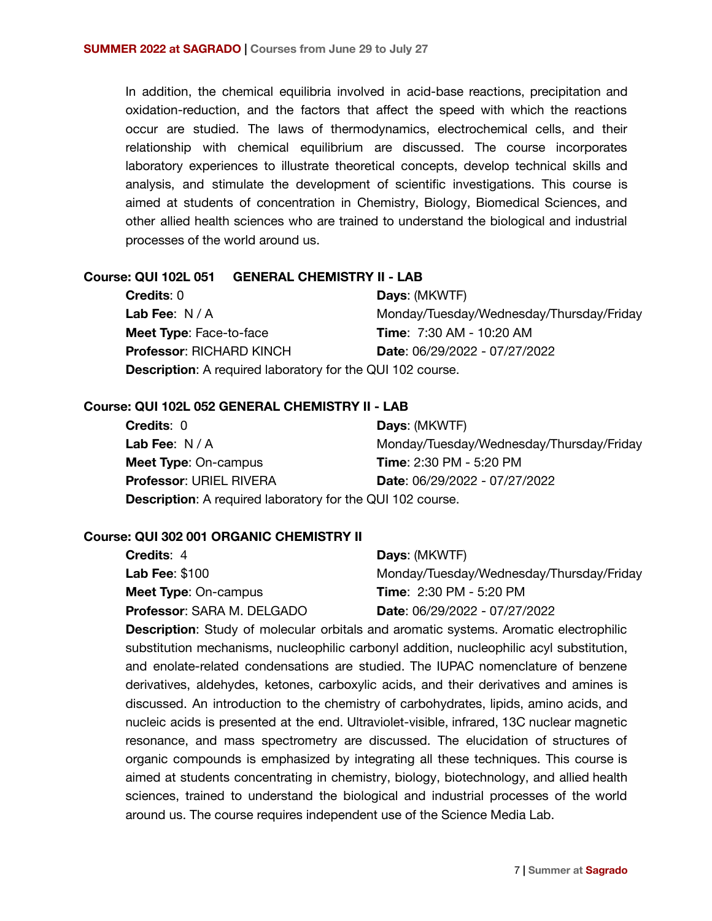In addition, the chemical equilibria involved in acid-base reactions, precipitation and oxidation-reduction, and the factors that affect the speed with which the reactions occur are studied. The laws of thermodynamics, electrochemical cells, and their relationship with chemical equilibrium are discussed. The course incorporates laboratory experiences to illustrate theoretical concepts, develop technical skills and analysis, and stimulate the development of scientific investigations. This course is aimed at students of concentration in Chemistry, Biology, Biomedical Sciences, and other allied health sciences who are trained to understand the biological and industrial processes of the world around us.

### Course: QUI 102L 051 GENERAL CHEMISTRY II - LAB

**Credits**: 0
**Lab Fee**: N / A
**Meet Type**: Face-to-face
**Professor**: RICHARD KINCH
**Days**: (MKWTF) Monday/Tuesday/Wednesday/Thursday/Friday
**Time**: 7:30 AM - 10:20 AM
**Date**: 06/29/2022 - 07/27/2022

**Description**: A required laboratory for the QUI 102 course.

### Course: QUI 102L 052 GENERAL CHEMISTRY II - LAB

**Credits**: 0
**Lab Fee**: N / A
**Meet Type**: On-campus
**Professor**: URIEL RIVERA
**Days**: (MKWTF) Monday/Tuesday/Wednesday/Thursday/Friday
**Time**: 2:30 PM - 5:20 PM
**Date**: 06/29/2022 - 07/27/2022

**Description**: A required laboratory for the QUI 102 course.

### Course: QUI 302 001 ORGANIC CHEMISTRY II

**Credits**: 4
**Lab Fee**: $100
**Meet Type**: On-campus
**Professor**: SARA M. DELGADO
**Days**: (MKWTF) Monday/Tuesday/Wednesday/Thursday/Friday
**Time**: 2:30 PM - 5:20 PM
**Date**: 06/29/2022 - 07/27/2022

**Description**: Study of molecular orbitals and aromatic systems. Aromatic electrophilic substitution mechanisms, nucleophilic carbonyl addition, nucleophilic acyl substitution, and enolate-related condensations are studied. The IUPAC nomenclature of benzene derivatives, aldehydes, ketones, carboxylic acids, and their derivatives and amines is discussed. An introduction to the chemistry of carbohydrates, lipids, amino acids, and nucleic acids is presented at the end. Ultraviolet-visible, infrared, 13C nuclear magnetic resonance, and mass spectrometry are discussed. The elucidation of structures of organic compounds is emphasized by integrating all these techniques. This course is aimed at students concentrating in chemistry, biology, biotechnology, and allied health sciences, trained to understand the biological and industrial processes of the world around us. The course requires independent use of the Science Media Lab.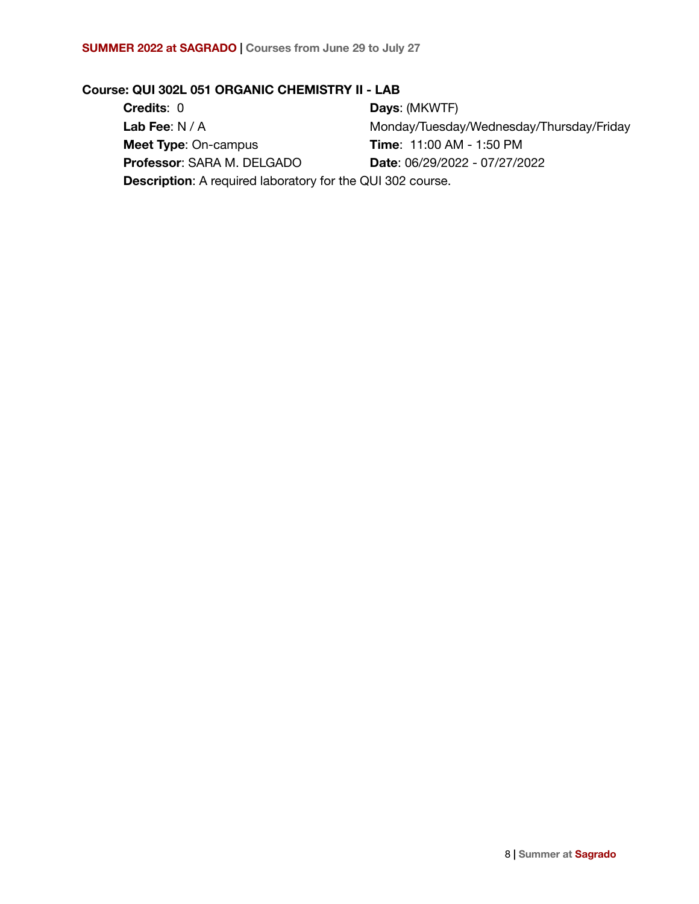**Course: QUI 302L 051 ORGANIC CHEMISTRY II - LAB**

**Credits**: 0

**Lab Fee**: N / A

**Meet Type**: On-campus

**Professor**: SARA M. DELGADO

**Days**: (MKWTF) Monday/Tuesday/Wednesday/Thursday/Friday

**Time**: 11:00 AM - 1:50 PM

**Date**: 06/29/2022 - 07/27/2022

**Description**: A required laboratory for the QUI 302 course.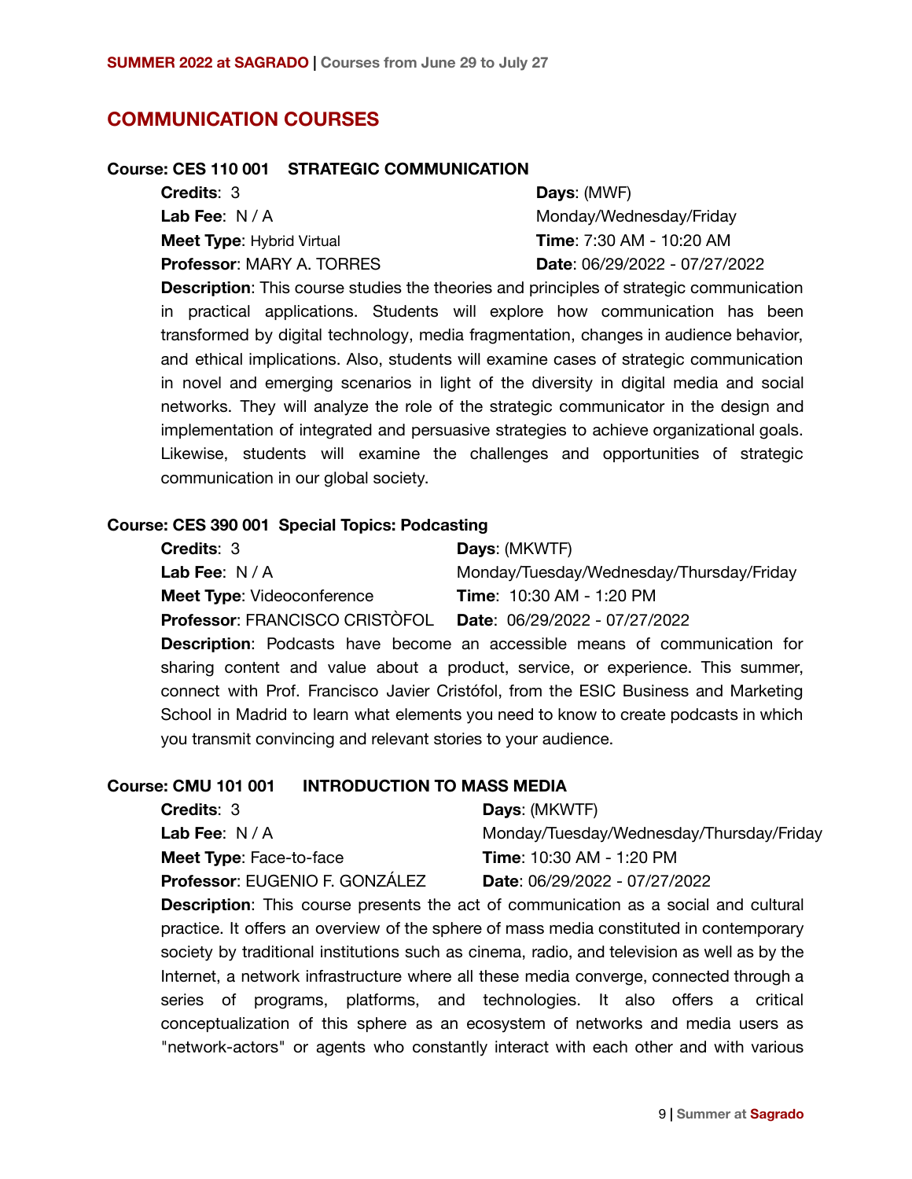## COMMUNICATION COURSES

### Course: CES 110 001 STRATEGIC COMMUNICATION

**Credits**: 3
**Lab Fee**: N / A
**Meet Type**: Hybrid Virtual
**Professor**: MARY A. TORRES
**Days**: (MWF)
Monday/Wednesday/Friday
**Time**: 7:30 AM - 10:20 AM
**Date**: 06/29/2022 - 07/27/2022

**Description**: This course studies the theories and principles of strategic communication in practical applications. Students will explore how communication has been transformed by digital technology, media fragmentation, changes in audience behavior, and ethical implications. Also, students will examine cases of strategic communication in novel and emerging scenarios in light of the diversity in digital media and social networks. They will analyze the role of the strategic communicator in the design and implementation of integrated and persuasive strategies to achieve organizational goals. Likewise, students will examine the challenges and opportunities of strategic communication in our global society.

### Course: CES 390 001 Special Topics: Podcasting

**Credits**: 3
**Lab Fee**: N / A
**Meet Type**: Videoconference
**Professor**: FRANCISCO CRISTÒFOL
**Days**: (MKWTF)
Monday/Tuesday/Wednesday/Thursday/Friday
**Time**: 10:30 AM - 1:20 PM
**Date**: 06/29/2022 - 07/27/2022

**Description**: Podcasts have become an accessible means of communication for sharing content and value about a product, service, or experience. This summer, connect with Prof. Francisco Javier Cristófol, from the ESIC Business and Marketing School in Madrid to learn what elements you need to know to create podcasts in which you transmit convincing and relevant stories to your audience.

### Course: CMU 101 001 INTRODUCTION TO MASS MEDIA

**Credits**: 3
**Lab Fee**: N / A
**Meet Type**: Face-to-face
**Professor**: EUGENIO F. GONZÁLEZ
**Days**: (MKWTF)
Monday/Tuesday/Wednesday/Thursday/Friday
**Time**: 10:30 AM - 1:20 PM
**Date**: 06/29/2022 - 07/27/2022

**Description**: This course presents the act of communication as a social and cultural practice. It offers an overview of the sphere of mass media constituted in contemporary society by traditional institutions such as cinema, radio, and television as well as by the Internet, a network infrastructure where all these media converge, connected through a series of programs, platforms, and technologies. It also offers a critical conceptualization of this sphere as an ecosystem of networks and media users as "network-actors" or agents who constantly interact with each other and with various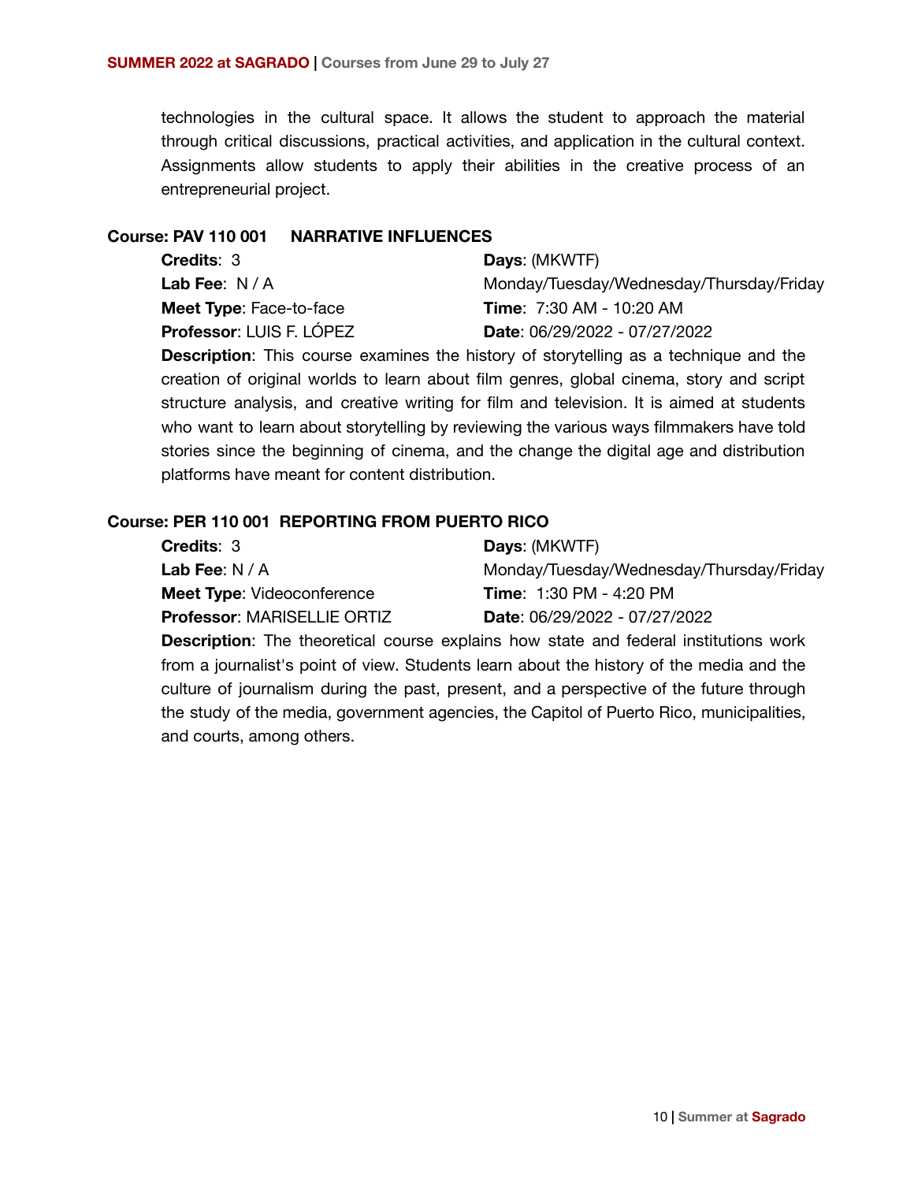technologies in the cultural space. It allows the student to approach the material through critical discussions, practical activities, and application in the cultural context. Assignments allow students to apply their abilities in the creative process of an entrepreneurial project.

### Course: PAV 110 001 NARRATIVE INFLUENCES

**Credits**: 3
**Lab Fee**: N / A
**Meet Type**: Face-to-face
**Professor**: LUIS F. LÓPEZ
**Days**: (MKWTF) Monday/Tuesday/Wednesday/Thursday/Friday
**Time**: 7:30 AM - 10:20 AM
**Date**: 06/29/2022 - 07/27/2022

**Description**: This course examines the history of storytelling as a technique and the creation of original worlds to learn about film genres, global cinema, story and script structure analysis, and creative writing for film and television. It is aimed at students who want to learn about storytelling by reviewing the various ways filmmakers have told stories since the beginning of cinema, and the change the digital age and distribution platforms have meant for content distribution.

### Course: PER 110 001 REPORTING FROM PUERTO RICO

**Credits**: 3
**Lab Fee**: N / A
**Meet Type**: Videoconference
**Professor**: MARISELLIE ORTIZ
**Days**: (MKWTF) Monday/Tuesday/Wednesday/Thursday/Friday
**Time**: 1:30 PM - 4:20 PM
**Date**: 06/29/2022 - 07/27/2022

**Description**: The theoretical course explains how state and federal institutions work from a journalist's point of view. Students learn about the history of the media and the culture of journalism during the past, present, and a perspective of the future through the study of the media, government agencies, the Capitol of Puerto Rico, municipalities, and courts, among others.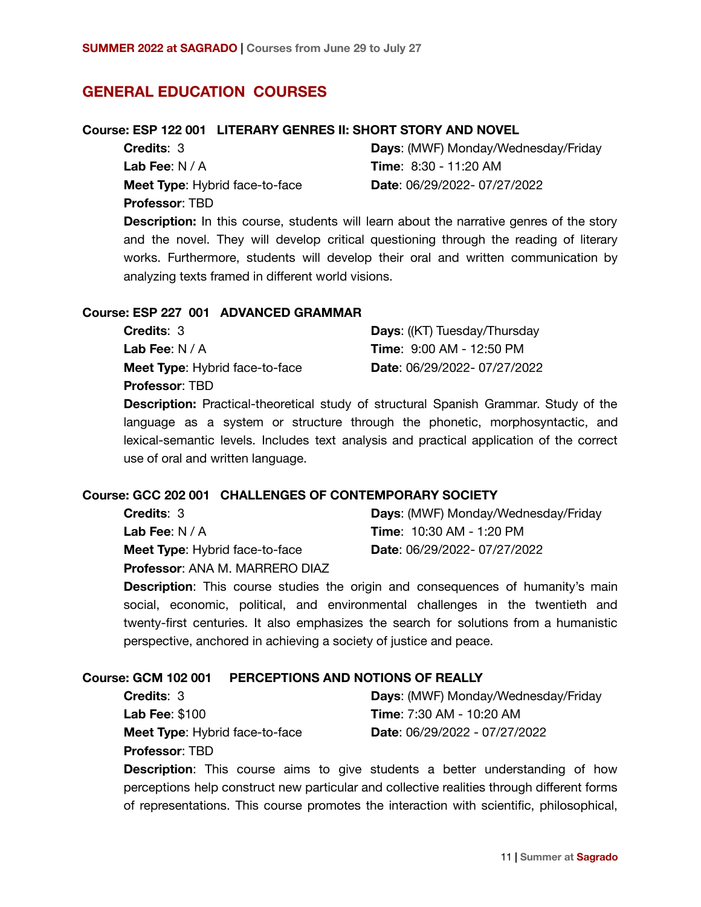## GENERAL EDUCATION COURSES

### Course: ESP 122 001 LITERARY GENRES II: SHORT STORY AND NOVEL

**Credits**: 3
**Lab Fee**: N / A
**Meet Type**: Hybrid face-to-face
**Professor**: TBD
**Days**: (MWF) Monday/Wednesday/Friday
**Time**: 8:30 - 11:20 AM
**Date**: 06/29/2022- 07/27/2022

**Description:** In this course, students will learn about the narrative genres of the story and the novel. They will develop critical questioning through the reading of literary works. Furthermore, students will develop their oral and written communication by analyzing texts framed in different world visions.

### Course: ESP 227 001 ADVANCED GRAMMAR

**Credits**: 3
**Lab Fee**: N / A
**Meet Type**: Hybrid face-to-face
**Professor**: TBD
**Days**: ((KT) Tuesday/Thursday
**Time**: 9:00 AM - 12:50 PM
**Date**: 06/29/2022- 07/27/2022

**Description:** Practical-theoretical study of structural Spanish Grammar. Study of the language as a system or structure through the phonetic, morphosyntactic, and lexical-semantic levels. Includes text analysis and practical application of the correct use of oral and written language.

### Course: GCC 202 001 CHALLENGES OF CONTEMPORARY SOCIETY

**Credits**: 3
**Lab Fee**: N / A
**Meet Type**: Hybrid face-to-face
**Professor**: ANA M. MARRERO DIAZ
**Days**: (MWF) Monday/Wednesday/Friday
**Time**: 10:30 AM - 1:20 PM
**Date**: 06/29/2022- 07/27/2022

**Description**: This course studies the origin and consequences of humanity's main social, economic, political, and environmental challenges in the twentieth and twenty-first centuries. It also emphasizes the search for solutions from a humanistic perspective, anchored in achieving a society of justice and peace.

### Course: GCM 102 001 PERCEPTIONS AND NOTIONS OF REALLY

**Credits**: 3
**Lab Fee**: $100
**Meet Type**: Hybrid face-to-face
**Professor**: TBD
**Days**: (MWF) Monday/Wednesday/Friday
**Time**: 7:30 AM - 10:20 AM
**Date**: 06/29/2022 - 07/27/2022

**Description**: This course aims to give students a better understanding of how perceptions help construct new particular and collective realities through different forms of representations. This course promotes the interaction with scientific, philosophical,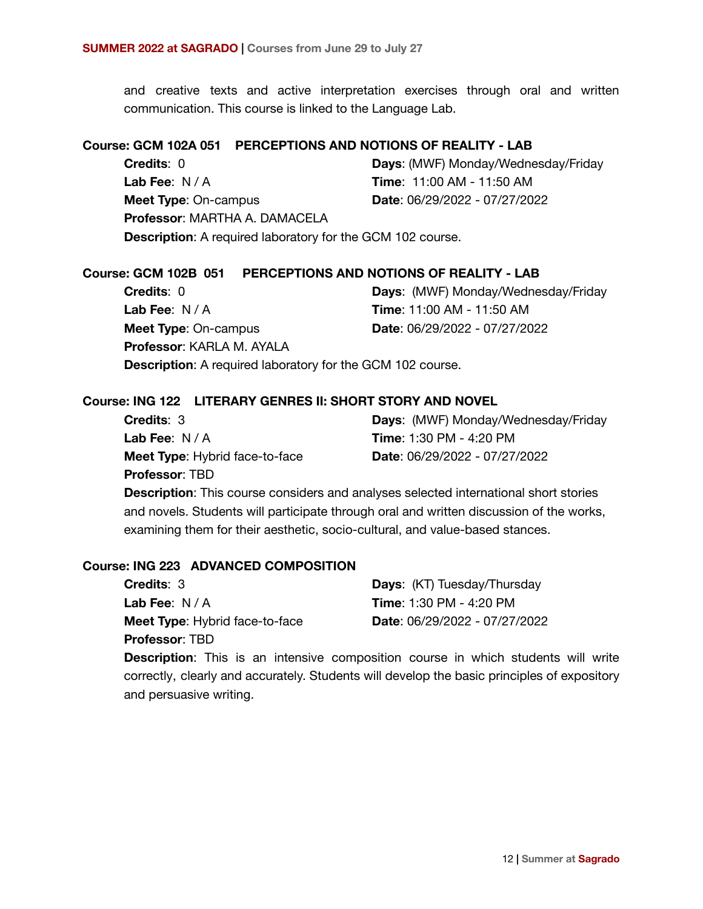and creative texts and active interpretation exercises through oral and written communication. This course is linked to the Language Lab.

### Course: GCM 102A 051 PERCEPTIONS AND NOTIONS OF REALITY - LAB

**Credits**: 0
**Lab Fee**: N / A
**Meet Type**: On-campus
**Professor**: MARTHA A. DAMACELA
**Days**: (MWF) Monday/Wednesday/Friday
**Time**: 11:00 AM - 11:50 AM
**Date**: 06/29/2022 - 07/27/2022

**Description**: A required laboratory for the GCM 102 course.

### Course: GCM 102B 051 PERCEPTIONS AND NOTIONS OF REALITY - LAB

**Credits**: 0
**Lab Fee**: N / A
**Meet Type**: On-campus
**Professor**: KARLA M. AYALA
**Days**: (MWF) Monday/Wednesday/Friday
**Time**: 11:00 AM - 11:50 AM
**Date**: 06/29/2022 - 07/27/2022

**Description**: A required laboratory for the GCM 102 course.

### Course: ING 122 LITERARY GENRES II: SHORT STORY AND NOVEL

**Credits**: 3
**Lab Fee**: N / A
**Meet Type**: Hybrid face-to-face
**Professor**: TBD
**Days**: (MWF) Monday/Wednesday/Friday
**Time**: 1:30 PM - 4:20 PM
**Date**: 06/29/2022 - 07/27/2022

**Description**: This course considers and analyses selected international short stories and novels. Students will participate through oral and written discussion of the works, examining them for their aesthetic, socio-cultural, and value-based stances.

### Course: ING 223 ADVANCED COMPOSITION

**Credits**: 3
**Lab Fee**: N / A
**Meet Type**: Hybrid face-to-face
**Professor**: TBD
**Days**: (KT) Tuesday/Thursday
**Time**: 1:30 PM - 4:20 PM
**Date**: 06/29/2022 - 07/27/2022

**Description**: This is an intensive composition course in which students will write correctly, clearly and accurately. Students will develop the basic principles of expository and persuasive writing.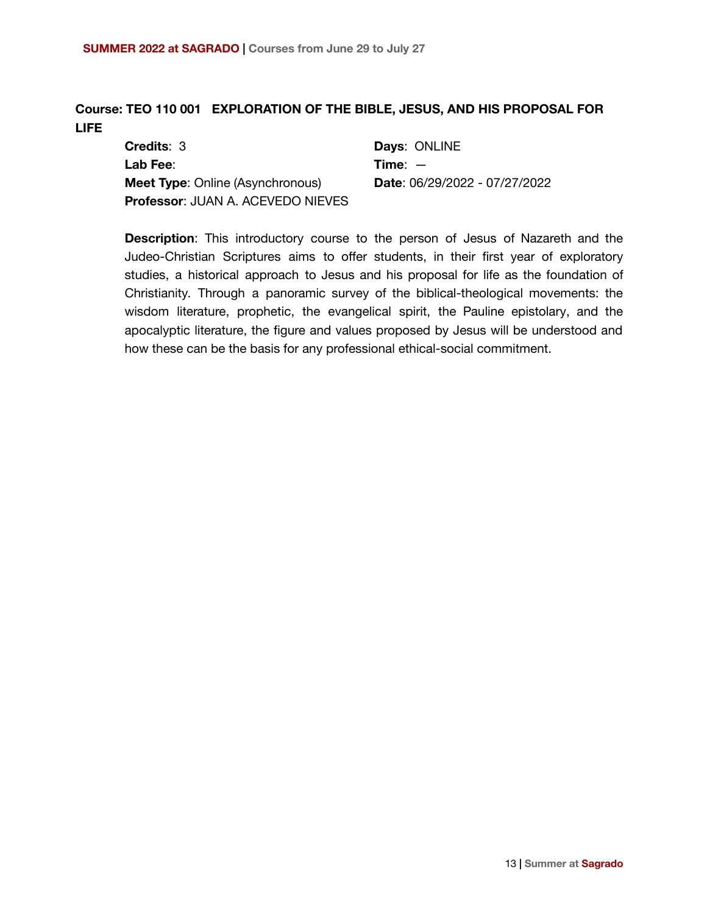**Course: TEO 110 001   EXPLORATION OF THE BIBLE, JESUS, AND HIS PROPOSAL FOR LIFE**

**Credits**: 3
**Lab Fee**:
**Meet Type**: Online (Asynchronous)
**Professor**: JUAN A. ACEVEDO NIEVES

**Days**: ONLINE
**Time**: —
**Date**: 06/29/2022 - 07/27/2022

**Description**: This introductory course to the person of Jesus of Nazareth and the Judeo-Christian Scriptures aims to offer students, in their first year of exploratory studies, a historical approach to Jesus and his proposal for life as the foundation of Christianity. Through a panoramic survey of the biblical-theological movements: the wisdom literature, prophetic, the evangelical spirit, the Pauline epistolary, and the apocalyptic literature, the figure and values proposed by Jesus will be understood and how these can be the basis for any professional ethical-social commitment.